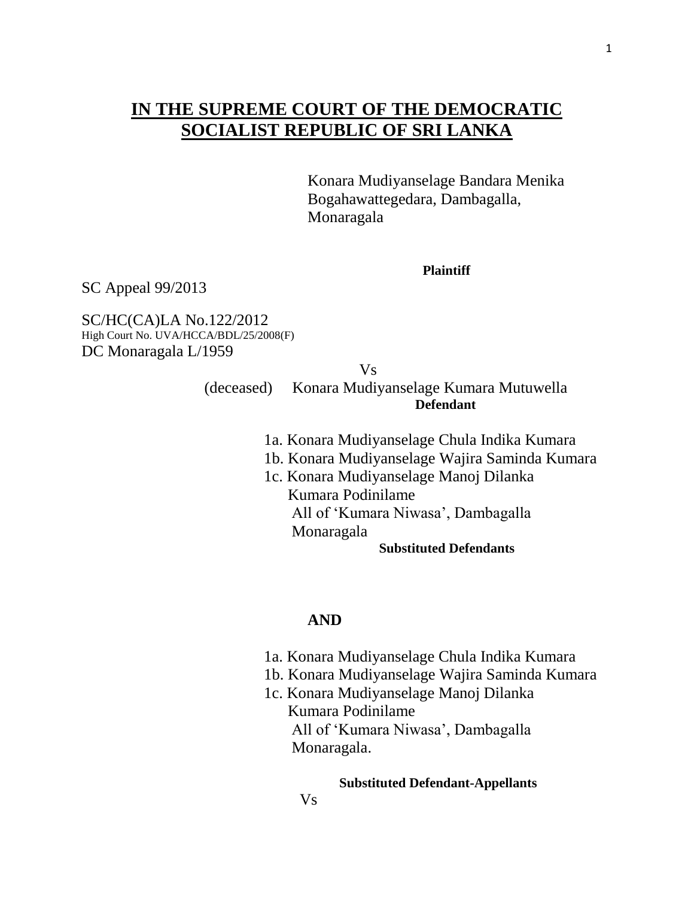# IN THE SUPREME COURT OF THE DEMOCRATIC SOCIALIST REPUBLIC OF SRI LANKA

Konara Mudiyanselage Bandara Menika
Bogahawattegedara, Dambagalla,
Monaragala

**Plaintiff**

SC Appeal 99/2013

SC/HC(CA)LA No.122/2012
High Court No. UVA/HCCA/BDL/25/2008(F)
DC Monaragala L/1959

Vs

(deceased) Konara Mudiyanselage Kumara Mutuwella
**Defendant**

1a. Konara Mudiyanselage Chula Indika Kumara
1b. Konara Mudiyanselage Wajira Saminda Kumara
1c. Konara Mudiyanselage Manoj Dilanka Kumara Podinilame
All of 'Kumara Niwasa', Dambagalla
Monaragala

**Substituted Defendants**

**AND**

1a. Konara Mudiyanselage Chula Indika Kumara
1b. Konara Mudiyanselage Wajira Saminda Kumara
1c. Konara Mudiyanselage Manoj Dilanka Kumara Podinilame
All of 'Kumara Niwasa', Dambagalla
Monaragala.

**Substituted Defendant-Appellants**

Vs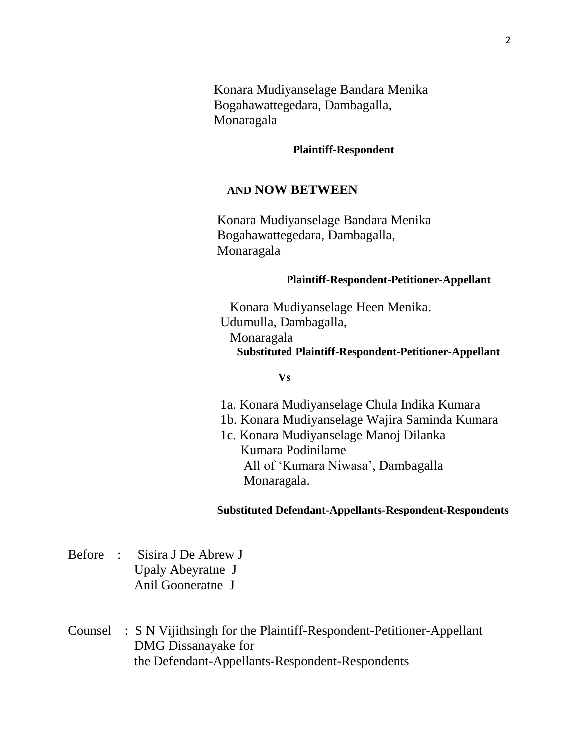Konara Mudiyanselage Bandara Menika
Bogahawattegedara, Dambagalla,
Monaragala

**Plaintiff-Respondent**

**AND NOW BETWEEN**

Konara Mudiyanselage Bandara Menika
Bogahawattegedara, Dambagalla,
Monaragala

**Plaintiff-Respondent-Petitioner-Appellant**

Konara Mudiyanselage Heen Menika.
Udumulla, Dambagalla,
Monaragala

**Substituted Plaintiff-Respondent-Petitioner-Appellant**

**Vs**

1a. Konara Mudiyanselage Chula Indika Kumara
1b. Konara Mudiyanselage Wajira Saminda Kumara
1c. Konara Mudiyanselage Manoj Dilanka Kumara Podinilame
All of 'Kumara Niwasa', Dambagalla
Monaragala.

**Substituted Defendant-Appellants-Respondent-Respondents**

Before : Sisira J De Abrew J
Upaly Abeyratne J
Anil Gooneratne J

Counsel : S N Vijithsingh for the Plaintiff-Respondent-Petitioner-Appellant
DMG Dissanayake for
the Defendant-Appellants-Respondent-Respondents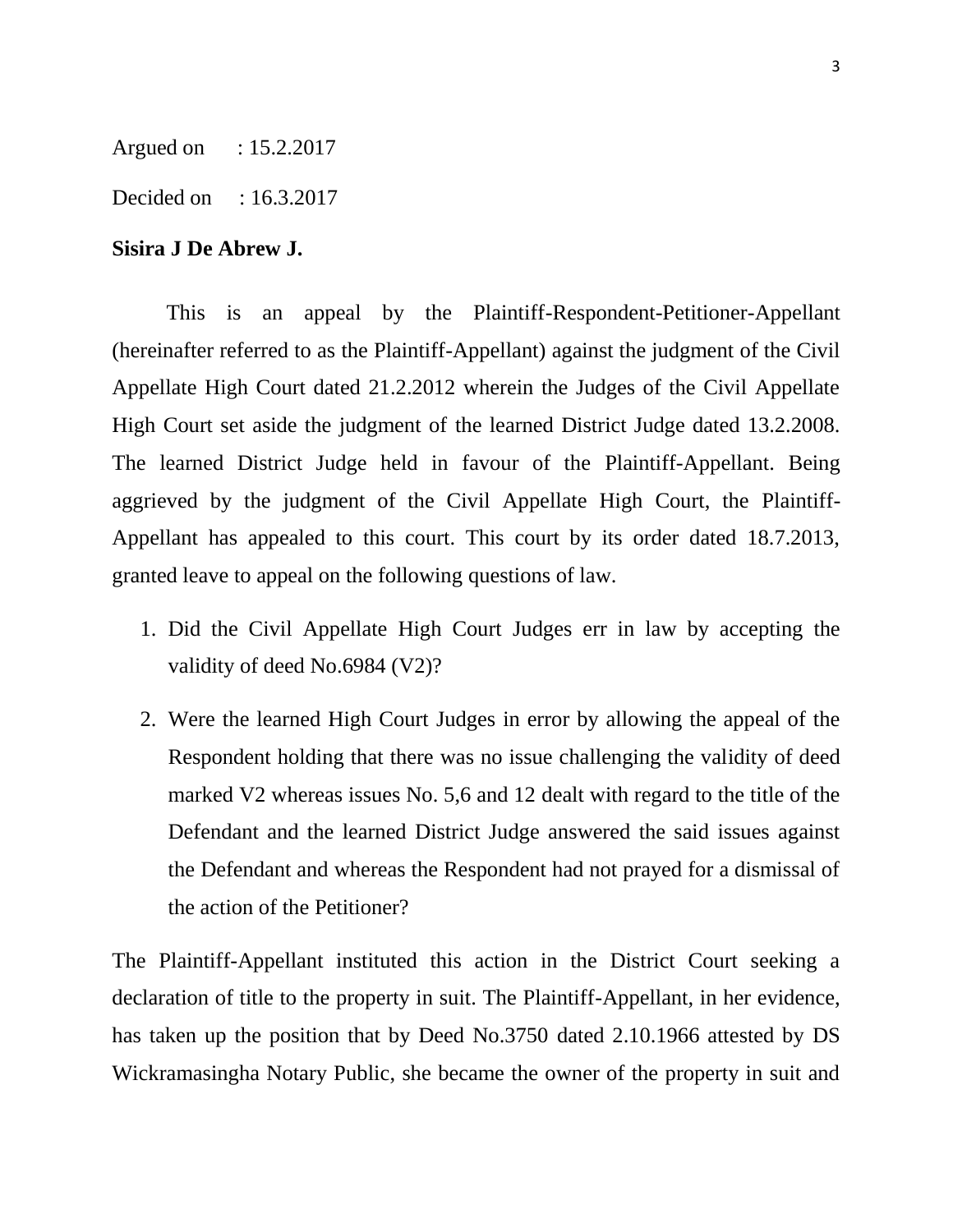Argued on : 15.2.2017

Decided on : 16.3.2017

**Sisira J De Abrew J.**

This is an appeal by the Plaintiff-Respondent-Petitioner-Appellant (hereinafter referred to as the Plaintiff-Appellant) against the judgment of the Civil Appellate High Court dated 21.2.2012 wherein the Judges of the Civil Appellate High Court set aside the judgment of the learned District Judge dated 13.2.2008. The learned District Judge held in favour of the Plaintiff-Appellant. Being aggrieved by the judgment of the Civil Appellate High Court, the Plaintiff-Appellant has appealed to this court. This court by its order dated 18.7.2013, granted leave to appeal on the following questions of law.

1. Did the Civil Appellate High Court Judges err in law by accepting the validity of deed No.6984 (V2)?
2. Were the learned High Court Judges in error by allowing the appeal of the Respondent holding that there was no issue challenging the validity of deed marked V2 whereas issues No. 5,6 and 12 dealt with regard to the title of the Defendant and the learned District Judge answered the said issues against the Defendant and whereas the Respondent had not prayed for a dismissal of the action of the Petitioner?

The Plaintiff-Appellant instituted this action in the District Court seeking a declaration of title to the property in suit. The Plaintiff-Appellant, in her evidence, has taken up the position that by Deed No.3750 dated 2.10.1966 attested by DS Wickramasingha Notary Public, she became the owner of the property in suit and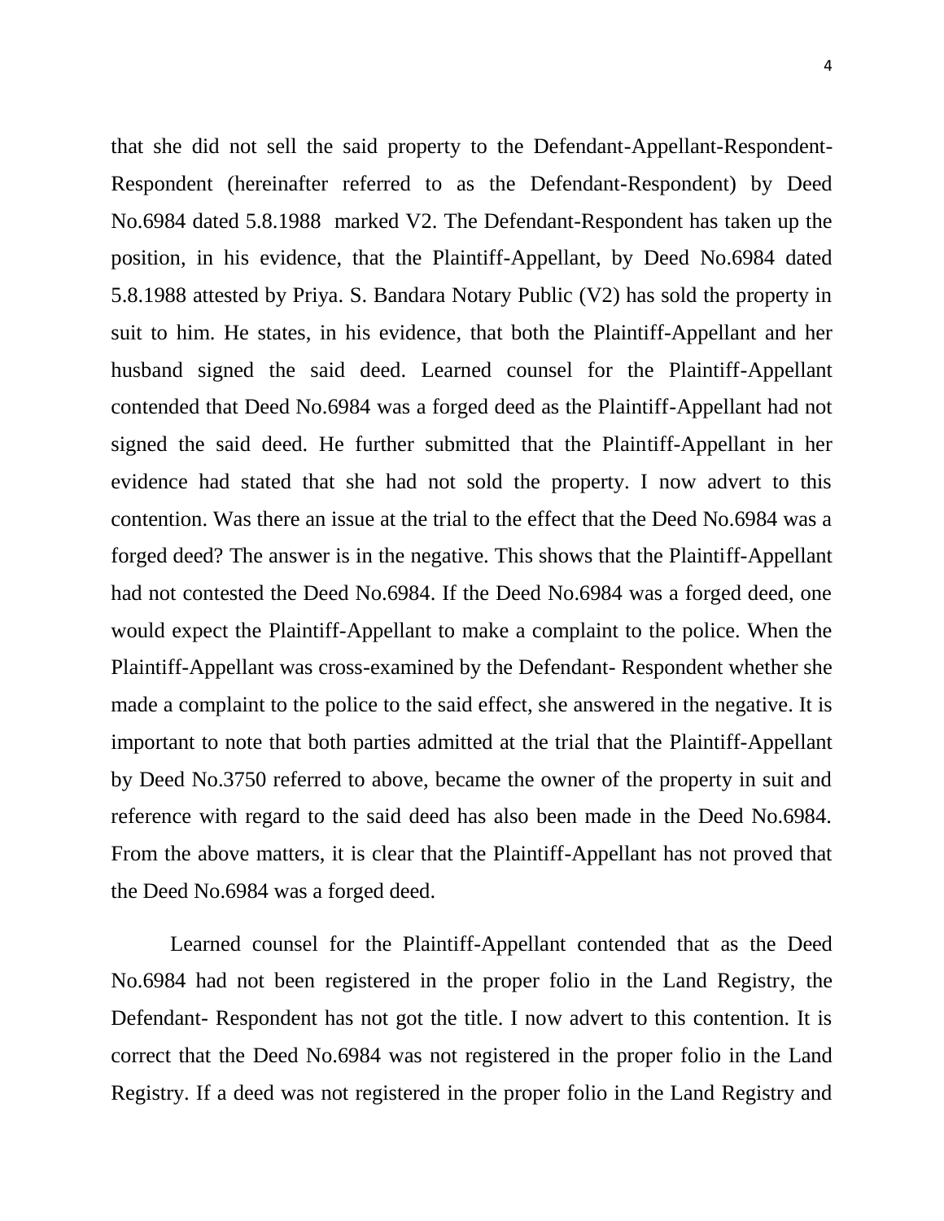that she did not sell the said property to the Defendant-Appellant-Respondent-Respondent (hereinafter referred to as the Defendant-Respondent) by Deed No.6984 dated 5.8.1988 marked V2. The Defendant-Respondent has taken up the position, in his evidence, that the Plaintiff-Appellant, by Deed No.6984 dated 5.8.1988 attested by Priya. S. Bandara Notary Public (V2) has sold the property in suit to him. He states, in his evidence, that both the Plaintiff-Appellant and her husband signed the said deed. Learned counsel for the Plaintiff-Appellant contended that Deed No.6984 was a forged deed as the Plaintiff-Appellant had not signed the said deed. He further submitted that the Plaintiff-Appellant in her evidence had stated that she had not sold the property. I now advert to this contention. Was there an issue at the trial to the effect that the Deed No.6984 was a forged deed? The answer is in the negative. This shows that the Plaintiff-Appellant had not contested the Deed No.6984. If the Deed No.6984 was a forged deed, one would expect the Plaintiff-Appellant to make a complaint to the police. When the Plaintiff-Appellant was cross-examined by the Defendant- Respondent whether she made a complaint to the police to the said effect, she answered in the negative. It is important to note that both parties admitted at the trial that the Plaintiff-Appellant by Deed No.3750 referred to above, became the owner of the property in suit and reference with regard to the said deed has also been made in the Deed No.6984. From the above matters, it is clear that the Plaintiff-Appellant has not proved that the Deed No.6984 was a forged deed.

Learned counsel for the Plaintiff-Appellant contended that as the Deed No.6984 had not been registered in the proper folio in the Land Registry, the Defendant- Respondent has not got the title. I now advert to this contention. It is correct that the Deed No.6984 was not registered in the proper folio in the Land Registry. If a deed was not registered in the proper folio in the Land Registry and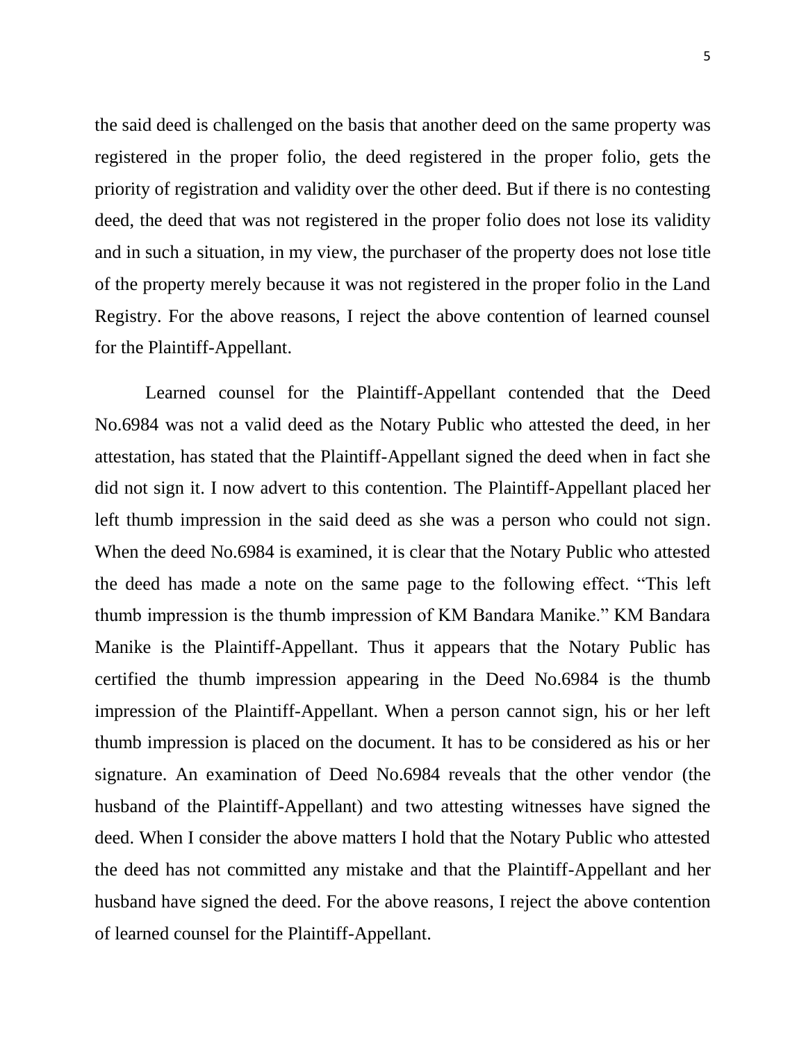the said deed is challenged on the basis that another deed on the same property was registered in the proper folio, the deed registered in the proper folio, gets the priority of registration and validity over the other deed. But if there is no contesting deed, the deed that was not registered in the proper folio does not lose its validity and in such a situation, in my view, the purchaser of the property does not lose title of the property merely because it was not registered in the proper folio in the Land Registry. For the above reasons, I reject the above contention of learned counsel for the Plaintiff-Appellant.

Learned counsel for the Plaintiff-Appellant contended that the Deed No.6984 was not a valid deed as the Notary Public who attested the deed, in her attestation, has stated that the Plaintiff-Appellant signed the deed when in fact she did not sign it. I now advert to this contention. The Plaintiff-Appellant placed her left thumb impression in the said deed as she was a person who could not sign. When the deed No.6984 is examined, it is clear that the Notary Public who attested the deed has made a note on the same page to the following effect. "This left thumb impression is the thumb impression of KM Bandara Manike." KM Bandara Manike is the Plaintiff-Appellant. Thus it appears that the Notary Public has certified the thumb impression appearing in the Deed No.6984 is the thumb impression of the Plaintiff-Appellant. When a person cannot sign, his or her left thumb impression is placed on the document. It has to be considered as his or her signature. An examination of Deed No.6984 reveals that the other vendor (the husband of the Plaintiff-Appellant) and two attesting witnesses have signed the deed. When I consider the above matters I hold that the Notary Public who attested the deed has not committed any mistake and that the Plaintiff-Appellant and her husband have signed the deed. For the above reasons, I reject the above contention of learned counsel for the Plaintiff-Appellant.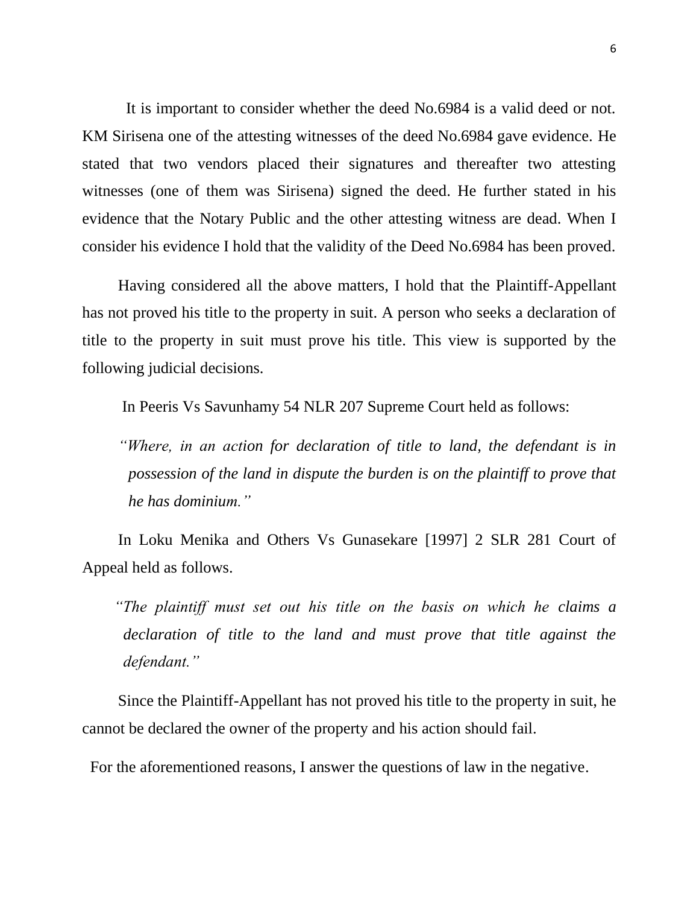It is important to consider whether the deed No.6984 is a valid deed or not. KM Sirisena one of the attesting witnesses of the deed No.6984 gave evidence. He stated that two vendors placed their signatures and thereafter two attesting witnesses (one of them was Sirisena) signed the deed. He further stated in his evidence that the Notary Public and the other attesting witness are dead. When I consider his evidence I hold that the validity of the Deed No.6984 has been proved.

Having considered all the above matters, I hold that the Plaintiff-Appellant has not proved his title to the property in suit. A person who seeks a declaration of title to the property in suit must prove his title. This view is supported by the following judicial decisions.

In Peeris Vs Savunhamy 54 NLR 207 Supreme Court held as follows:

> *"Where, in an action for declaration of title to land, the defendant is in possession of the land in dispute the burden is on the plaintiff to prove that he has dominium."*

In Loku Menika and Others Vs Gunasekare [1997] 2 SLR 281 Court of Appeal held as follows.

> *"The plaintiff must set out his title on the basis on which he claims a declaration of title to the land and must prove that title against the defendant."*

Since the Plaintiff-Appellant has not proved his title to the property in suit, he cannot be declared the owner of the property and his action should fail.

For the aforementioned reasons, I answer the questions of law in the negative.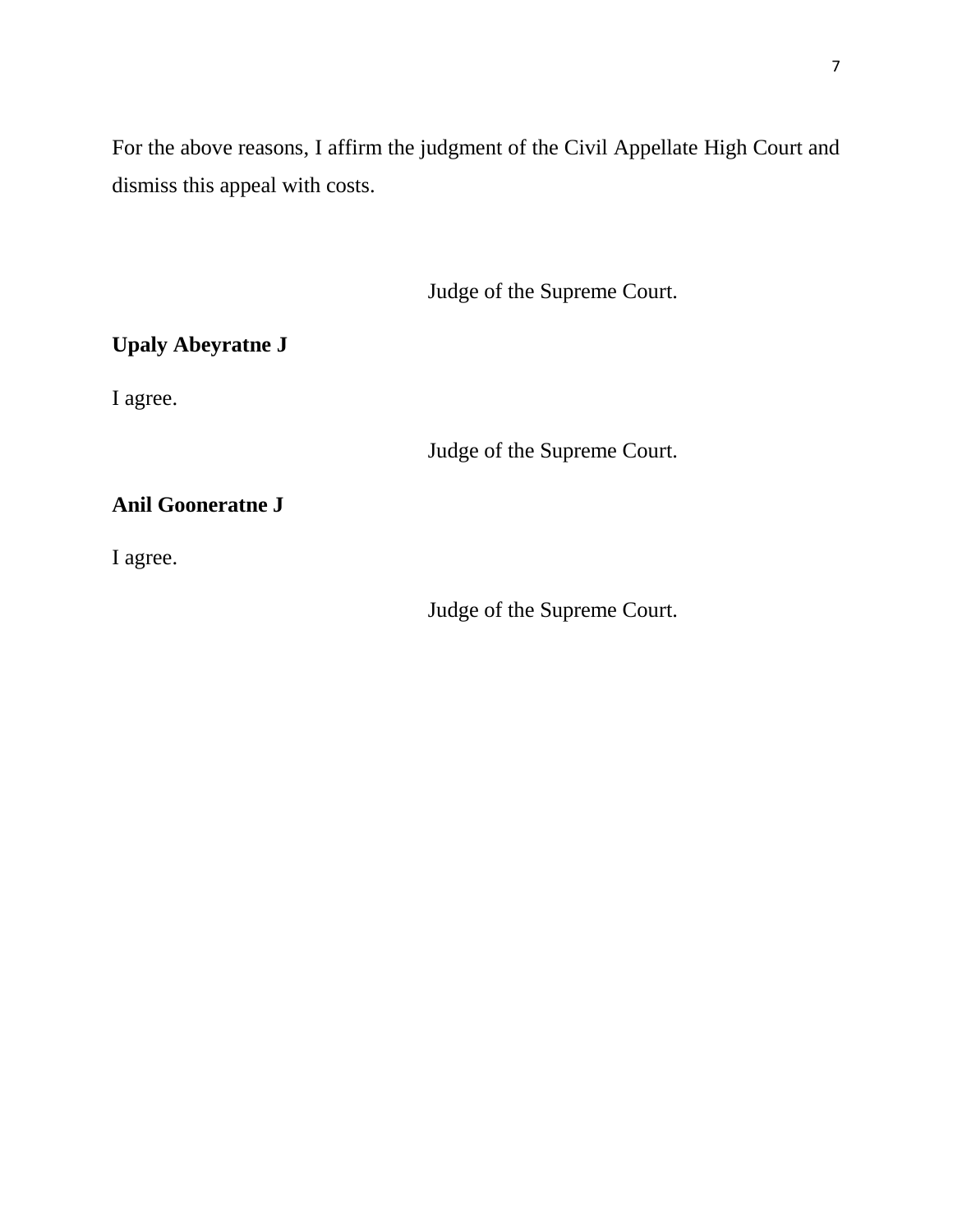For the above reasons, I affirm the judgment of the Civil Appellate High Court and dismiss this appeal with costs.

Judge of the Supreme Court.

**Upaly Abeyratne J**

I agree.

Judge of the Supreme Court.

**Anil Gooneratne J**

I agree.

Judge of the Supreme Court.